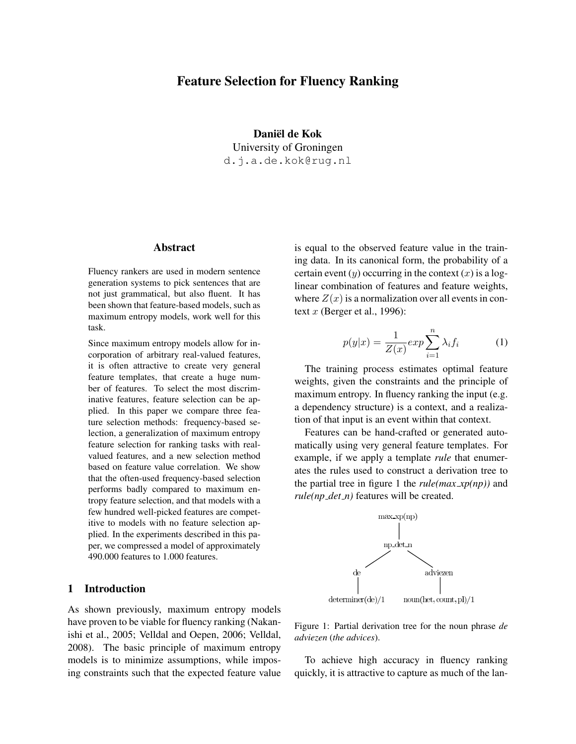# Feature Selection for Fluency Ranking

**Daniël de Kok**
University of Groningen
d.j.a.de.kok@rug.nl

## Abstract

Fluency rankers are used in modern sentence generation systems to pick sentences that are not just grammatical, but also fluent. It has been shown that feature-based models, such as maximum entropy models, work well for this task.

Since maximum entropy models allow for incorporation of arbitrary real-valued features, it is often attractive to create very general feature templates, that create a huge number of features. To select the most discriminative features, feature selection can be applied. In this paper we compare three feature selection methods: frequency-based selection, a generalization of maximum entropy feature selection for ranking tasks with real-valued features, and a new selection method based on feature value correlation. We show that the often-used frequency-based selection performs badly compared to maximum entropy feature selection, and that models with a few hundred well-picked features are competitive to models with no feature selection applied. In the experiments described in this paper, we compressed a model of approximately 490.000 features to 1.000 features.

## 1 Introduction

As shown previously, maximum entropy models have proven to be viable for fluency ranking (Nakanishi et al., 2005; Velldal and Oepen, 2006; Velldal, 2008). The basic principle of maximum entropy models is to minimize assumptions, while imposing constraints such that the expected feature value is equal to the observed feature value in the training data. In its canonical form, the probability of a certain event ($y$) occurring in the context ($x$) is a log-linear combination of features and feature weights, where $Z(x)$ is a normalization over all events in context $x$ (Berger et al., 1996):

$$p(y|x) = \frac{1}{Z(x)} exp \sum_{i=1}^{n} \lambda_i f_i \tag{1}$$

The training process estimates optimal feature weights, given the constraints and the principle of maximum entropy. In fluency ranking the input (e.g. a dependency structure) is a context, and a realization of that input is an event within that context.

Features can be hand-crafted or generated automatically using very general feature templates. For example, if we apply a template *rule* that enumerates the rules used to construct a derivation tree to the partial tree in figure 1 the *rule(max_xp(np))* and *rule(np_det_n)* features will be created.

Figure 1: Partial derivation tree for the noun phrase *de adviezen* (*the advices*).

To achieve high accuracy in fluency ranking quickly, it is attractive to capture as much of the lan-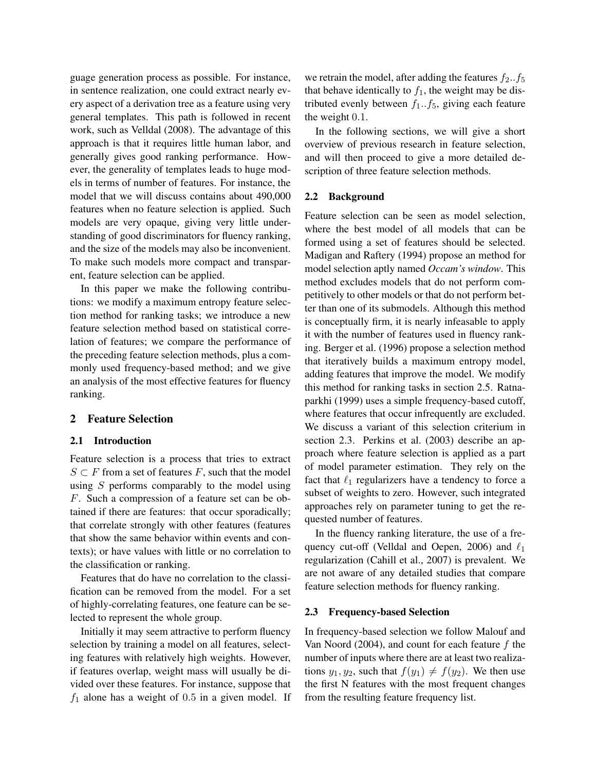guage generation process as possible. For instance, in sentence realization, one could extract nearly every aspect of a derivation tree as a feature using very general templates. This path is followed in recent work, such as Velldal (2008). The advantage of this approach is that it requires little human labor, and generally gives good ranking performance. However, the generality of templates leads to huge models in terms of number of features. For instance, the model that we will discuss contains about 490,000 features when no feature selection is applied. Such models are very opaque, giving very little understanding of good discriminators for fluency ranking, and the size of the models may also be inconvenient. To make such models more compact and transparent, feature selection can be applied.

In this paper we make the following contributions: we modify a maximum entropy feature selection method for ranking tasks; we introduce a new feature selection method based on statistical correlation of features; we compare the performance of the preceding feature selection methods, plus a commonly used frequency-based method; and we give an analysis of the most effective features for fluency ranking.

## 2 Feature Selection

### 2.1 Introduction

Feature selection is a process that tries to extract $S \subset F$ from a set of features $F$, such that the model using $S$ performs comparably to the model using $F$. Such a compression of a feature set can be obtained if there are features: that occur sporadically; that correlate strongly with other features (features that show the same behavior within events and contexts); or have values with little or no correlation to the classification or ranking.

Features that do have no correlation to the classification can be removed from the model. For a set of highly-correlating features, one feature can be selected to represent the whole group.

Initially it may seem attractive to perform fluency selection by training a model on all features, selecting features with relatively high weights. However, if features overlap, weight mass will usually be divided over these features. For instance, suppose that $f_1$ alone has a weight of $0.5$ in a given model. If we retrain the model, after adding the features $f_2..f_5$ that behave identically to $f_1$, the weight may be distributed evenly between $f_1..f_5$, giving each feature the weight $0.1$.

In the following sections, we will give a short overview of previous research in feature selection, and will then proceed to give a more detailed description of three feature selection methods.

### 2.2 Background

Feature selection can be seen as model selection, where the best model of all models that can be formed using a set of features should be selected. Madigan and Raftery (1994) propose an method for model selection aptly named *Occam's window*. This method excludes models that do not perform competitively to other models or that do not perform better than one of its submodels. Although this method is conceptually firm, it is nearly infeasable to apply it with the number of features used in fluency ranking. Berger et al. (1996) propose a selection method that iteratively builds a maximum entropy model, adding features that improve the model. We modify this method for ranking tasks in section 2.5. Ratnaparkhi (1999) uses a simple frequency-based cutoff, where features that occur infrequently are excluded. We discuss a variant of this selection criterium in section 2.3. Perkins et al. (2003) describe an approach where feature selection is applied as a part of model parameter estimation. They rely on the fact that $\ell_1$ regularizers have a tendency to force a subset of weights to zero. However, such integrated approaches rely on parameter tuning to get the requested number of features.

In the fluency ranking literature, the use of a frequency cut-off (Velldal and Oepen, 2006) and $\ell_1$ regularization (Cahill et al., 2007) is prevalent. We are not aware of any detailed studies that compare feature selection methods for fluency ranking.

### 2.3 Frequency-based Selection

In frequency-based selection we follow Malouf and Van Noord (2004), and count for each feature $f$ the number of inputs where there are at least two realizations $y_1, y_2$, such that $f(y_1) \neq f(y_2)$. We then use the first N features with the most frequent changes from the resulting feature frequency list.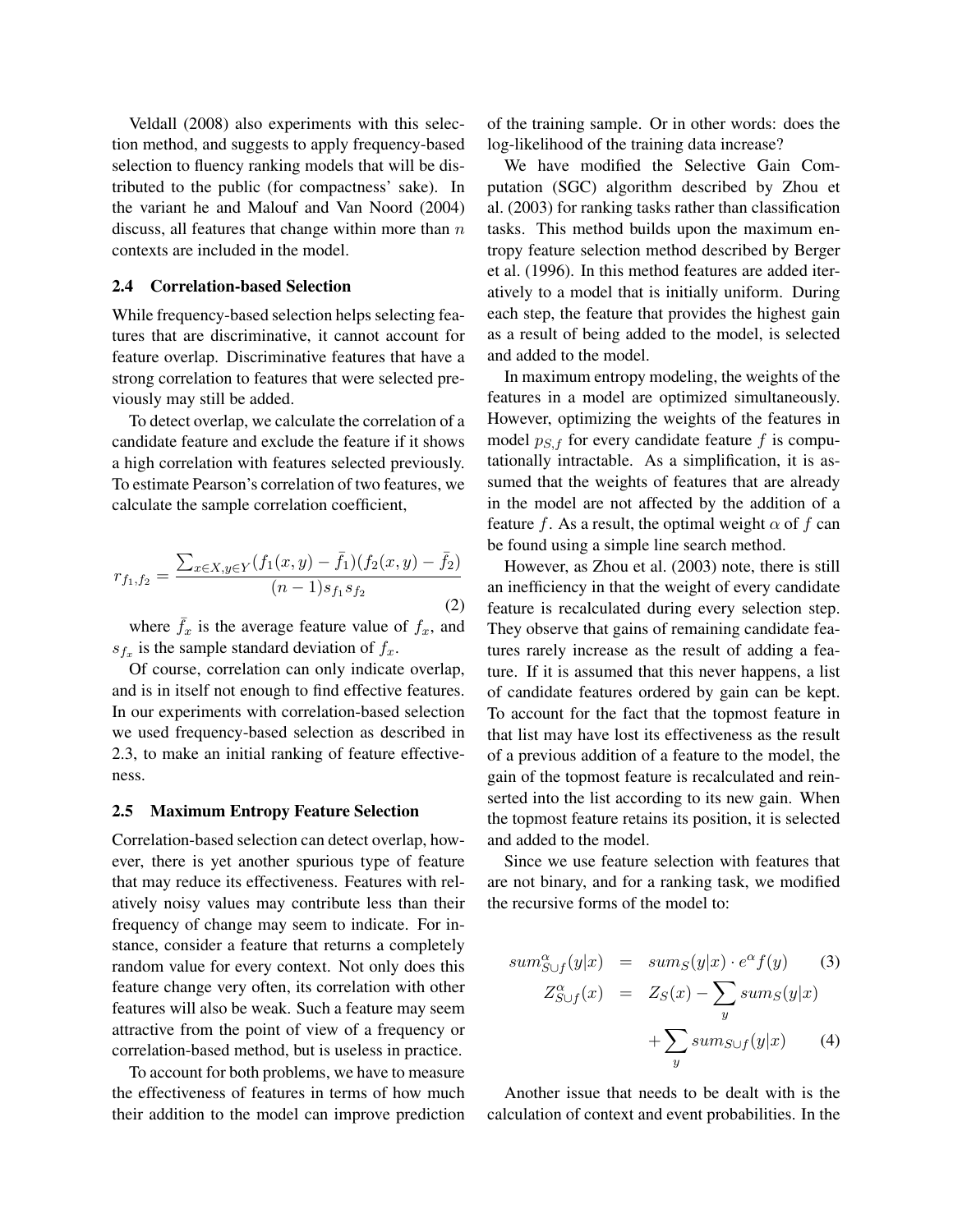Veldall (2008) also experiments with this selection method, and suggests to apply frequency-based selection to fluency ranking models that will be distributed to the public (for compactness' sake). In the variant he and Malouf and Van Noord (2004) discuss, all features that change within more than $n$ contexts are included in the model.

### 2.4 Correlation-based Selection

While frequency-based selection helps selecting features that are discriminative, it cannot account for feature overlap. Discriminative features that have a strong correlation to features that were selected previously may still be added.

To detect overlap, we calculate the correlation of a candidate feature and exclude the feature if it shows a high correlation with features selected previously. To estimate Pearson's correlation of two features, we calculate the sample correlation coefficient,

$$r_{f_1,f_2} = \frac{\sum_{x \in X, y \in Y}(f_1(x,y) - \bar{f}_1)(f_2(x,y) - \bar{f}_2)}{(n-1)s_{f_1}s_{f_2}} \tag{2}$$

where $\bar{f}_x$ is the average feature value of $f_x$, and $s_{f_x}$ is the sample standard deviation of $f_x$.

Of course, correlation can only indicate overlap, and is in itself not enough to find effective features. In our experiments with correlation-based selection we used frequency-based selection as described in 2.3, to make an initial ranking of feature effectiveness.

### 2.5 Maximum Entropy Feature Selection

Correlation-based selection can detect overlap, however, there is yet another spurious type of feature that may reduce its effectiveness. Features with relatively noisy values may contribute less than their frequency of change may seem to indicate. For instance, consider a feature that returns a completely random value for every context. Not only does this feature change very often, its correlation with other features will also be weak. Such a feature may seem attractive from the point of view of a frequency or correlation-based method, but is useless in practice.

To account for both problems, we have to measure the effectiveness of features in terms of how much their addition to the model can improve prediction of the training sample. Or in other words: does the log-likelihood of the training data increase?

We have modified the Selective Gain Computation (SGC) algorithm described by Zhou et al. (2003) for ranking tasks rather than classification tasks. This method builds upon the maximum entropy feature selection method described by Berger et al. (1996). In this method features are added iteratively to a model that is initially uniform. During each step, the feature that provides the highest gain as a result of being added to the model, is selected and added to the model.

In maximum entropy modeling, the weights of the features in a model are optimized simultaneously. However, optimizing the weights of the features in model $p_{S,f}$ for every candidate feature $f$ is computationally intractable. As a simplification, it is assumed that the weights of features that are already in the model are not affected by the addition of a feature $f$. As a result, the optimal weight $\alpha$ of $f$ can be found using a simple line search method.

However, as Zhou et al. (2003) note, there is still an inefficiency in that the weight of every candidate feature is recalculated during every selection step. They observe that gains of remaining candidate features rarely increase as the result of adding a feature. If it is assumed that this never happens, a list of candidate features ordered by gain can be kept. To account for the fact that the topmost feature in that list may have lost its effectiveness as the result of a previous addition of a feature to the model, the gain of the topmost feature is recalculated and reinserted into the list according to its new gain. When the topmost feature retains its position, it is selected and added to the model.

Since we use feature selection with features that are not binary, and for a ranking task, we modified the recursive forms of the model to:

$$sum^{\alpha}_{S \cup f}(y|x) = sum_S(y|x) \cdot e^{\alpha} f(y) \tag{3}$$

$$Z^{\alpha}_{S \cup f}(x) = Z_S(x) - \sum_y sum_S(y|x) + \sum_y sum_{S \cup f}(y|x) \tag{4}$$

Another issue that needs to be dealt with is the calculation of context and event probabilities. In the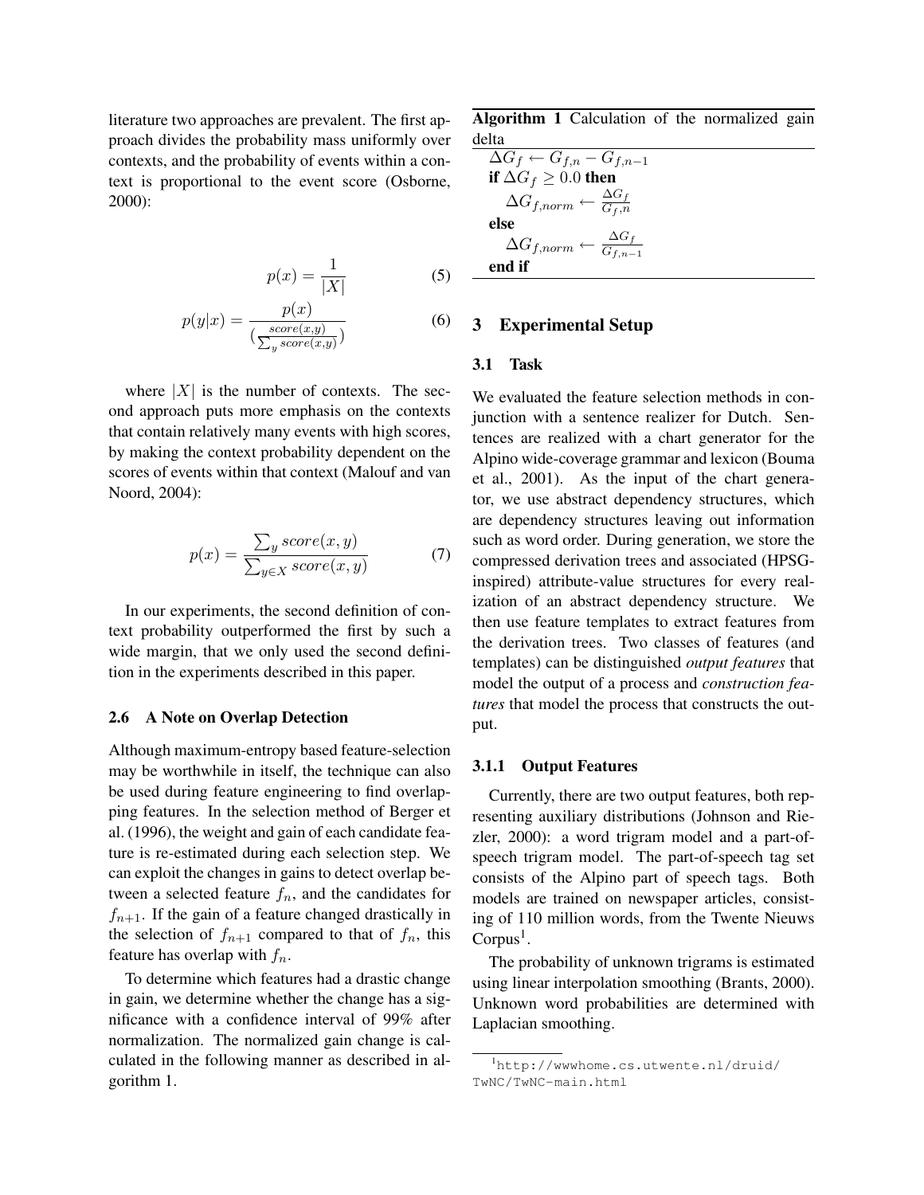literature two approaches are prevalent. The first approach divides the probability mass uniformly over contexts, and the probability of events within a context is proportional to the event score (Osborne, 2000):

$$p(x) = \frac{1}{|X|} \tag{5}$$

$$p(y|x) = \frac{p(x)}{\left(\frac{score(x,y)}{\sum_y score(x,y)}\right)} \tag{6}$$

where $|X|$ is the number of contexts. The second approach puts more emphasis on the contexts that contain relatively many events with high scores, by making the context probability dependent on the scores of events within that context (Malouf and van Noord, 2004):

$$p(x) = \frac{\sum_y score(x,y)}{\sum_{y \in X} score(x,y)} \tag{7}$$

In our experiments, the second definition of context probability outperformed the first by such a wide margin, that we only used the second definition in the experiments described in this paper.

### 2.6 A Note on Overlap Detection

Although maximum-entropy based feature-selection may be worthwhile in itself, the technique can also be used during feature engineering to find overlapping features. In the selection method of Berger et al. (1996), the weight and gain of each candidate feature is re-estimated during each selection step. We can exploit the changes in gains to detect overlap between a selected feature $f_n$, and the candidates for $f_{n+1}$. If the gain of a feature changed drastically in the selection of $f_{n+1}$ compared to that of $f_n$, this feature has overlap with $f_n$.

To determine which features had a drastic change in gain, we determine whether the change has a significance with a confidence interval of 99% after normalization. The normalized gain change is calculated in the following manner as described in algorithm 1.

**Algorithm 1** Calculation of the normalized gain delta

```
ΔG_f ← G_{f,n} − G_{f,n−1}
if ΔG_f ≥ 0.0 then
    ΔG_{f,norm} ← ΔG_f / G_{f,n}
else
    ΔG_{f,norm} ← ΔG_f / G_{f,n−1}
end if
```

## 3 Experimental Setup

### 3.1 Task

We evaluated the feature selection methods in conjunction with a sentence realizer for Dutch. Sentences are realized with a chart generator for the Alpino wide-coverage grammar and lexicon (Bouma et al., 2001). As the input of the chart generator, we use abstract dependency structures, which are dependency structures leaving out information such as word order. During generation, we store the compressed derivation trees and associated (HPSG-inspired) attribute-value structures for every realization of an abstract dependency structure. We then use feature templates to extract features from the derivation trees. Two classes of features (and templates) can be distinguished *output features* that model the output of a process and *construction features* that model the process that constructs the output.

#### 3.1.1 Output Features

Currently, there are two output features, both representing auxiliary distributions (Johnson and Riezler, 2000): a word trigram model and a part-of-speech trigram model. The part-of-speech tag set consists of the Alpino part of speech tags. Both models are trained on newspaper articles, consisting of 110 million words, from the Twente Nieuws Corpus[1].

The probability of unknown trigrams is estimated using linear interpolation smoothing (Brants, 2000). Unknown word probabilities are determined with Laplacian smoothing.

[1] http://wwwhome.cs.utwente.nl/druid/TwNC/TwNC-main.html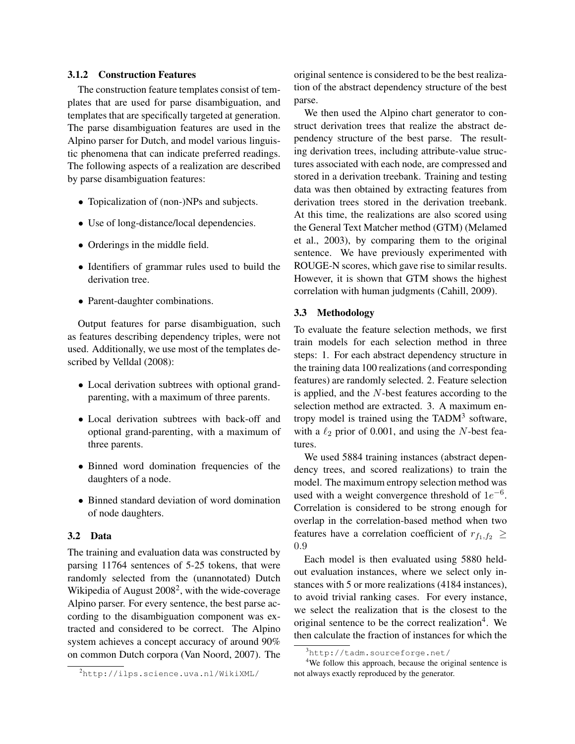#### 3.1.2 Construction Features

The construction feature templates consist of templates that are used for parse disambiguation, and templates that are specifically targeted at generation. The parse disambiguation features are used in the Alpino parser for Dutch, and model various linguistic phenomena that can indicate preferred readings. The following aspects of a realization are described by parse disambiguation features:

- Topicalization of (non-)NPs and subjects.
- Use of long-distance/local dependencies.
- Orderings in the middle field.
- Identifiers of grammar rules used to build the derivation tree.
- Parent-daughter combinations.

Output features for parse disambiguation, such as features describing dependency triples, were not used. Additionally, we use most of the templates described by Velldal (2008):

- Local derivation subtrees with optional grandparenting, with a maximum of three parents.
- Local derivation subtrees with back-off and optional grand-parenting, with a maximum of three parents.
- Binned word domination frequencies of the daughters of a node.
- Binned standard deviation of word domination of node daughters.

### 3.2 Data

The training and evaluation data was constructed by parsing 11764 sentences of 5-25 tokens, that were randomly selected from the (unannotated) Dutch Wikipedia of August 2008[2], with the wide-coverage Alpino parser. For every sentence, the best parse according to the disambiguation component was extracted and considered to be correct. The Alpino system achieves a concept accuracy of around 90% on common Dutch corpora (Van Noord, 2007). The original sentence is considered to be the best realization of the abstract dependency structure of the best parse.

We then used the Alpino chart generator to construct derivation trees that realize the abstract dependency structure of the best parse. The resulting derivation trees, including attribute-value structures associated with each node, are compressed and stored in a derivation treebank. Training and testing data was then obtained by extracting features from derivation trees stored in the derivation treebank. At this time, the realizations are also scored using the General Text Matcher method (GTM) (Melamed et al., 2003), by comparing them to the original sentence. We have previously experimented with ROUGE-N scores, which gave rise to similar results. However, it is shown that GTM shows the highest correlation with human judgments (Cahill, 2009).

### 3.3 Methodology

To evaluate the feature selection methods, we first train models for each selection method in three steps: 1. For each abstract dependency structure in the training data 100 realizations (and corresponding features) are randomly selected. 2. Feature selection is applied, and the $N$-best features according to the selection method are extracted. 3. A maximum entropy model is trained using the TADM[3] software, with a $\ell_2$ prior of 0.001, and using the $N$-best features.

We used 5884 training instances (abstract dependency trees, and scored realizations) to train the model. The maximum entropy selection method was used with a weight convergence threshold of $1e^{-6}$. Correlation is considered to be strong enough for overlap in the correlation-based method when two features have a correlation coefficient of $r_{f_1,f_2} \geq 0.9$

Each model is then evaluated using 5880 held-out evaluation instances, where we select only instances with 5 or more realizations (4184 instances), to avoid trivial ranking cases. For every instance, we select the realization that is the closest to the original sentence to be the correct realization[4]. We then calculate the fraction of instances for which the

---

[2] http://ilps.science.uva.nl/WikiXML/

[3] http://tadm.sourceforge.net/

[4] We follow this approach, because the original sentence is not always exactly reproduced by the generator.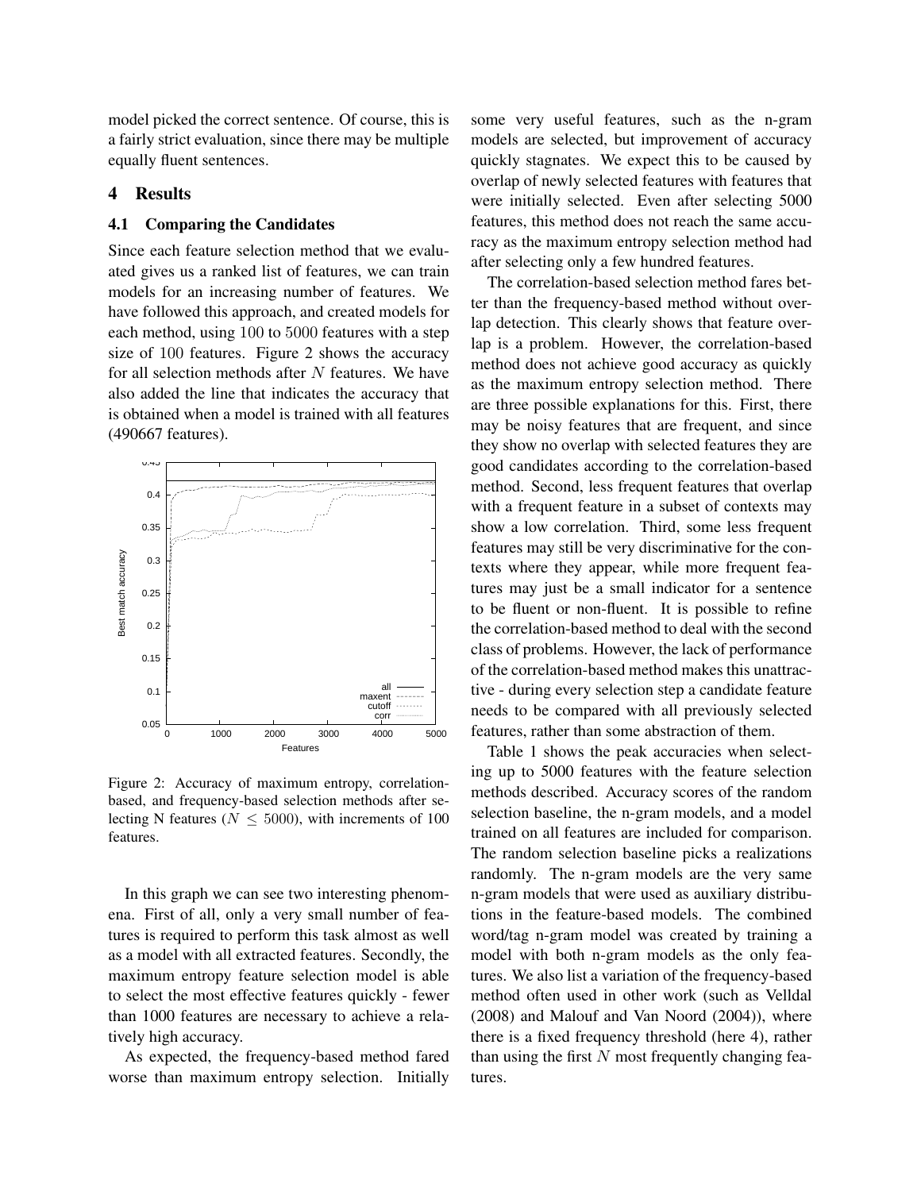model picked the correct sentence. Of course, this is a fairly strict evaluation, since there may be multiple equally fluent sentences.

## 4 Results

### 4.1 Comparing the Candidates

Since each feature selection method that we evaluated gives us a ranked list of features, we can train models for an increasing number of features. We have followed this approach, and created models for each method, using 100 to 5000 features with a step size of 100 features. Figure 2 shows the accuracy for all selection methods after $N$ features. We have also added the line that indicates the accuracy that is obtained when a model is trained with all features (490667 features).

Figure 2: Accuracy of maximum entropy, correlation-based, and frequency-based selection methods after selecting N features ($N \leq 5000$), with increments of 100 features.

In this graph we can see two interesting phenomena. First of all, only a very small number of features is required to perform this task almost as well as a model with all extracted features. Secondly, the maximum entropy feature selection model is able to select the most effective features quickly - fewer than 1000 features are necessary to achieve a relatively high accuracy.

As expected, the frequency-based method fared worse than maximum entropy selection. Initially some very useful features, such as the n-gram models are selected, but improvement of accuracy quickly stagnates. We expect this to be caused by overlap of newly selected features with features that were initially selected. Even after selecting 5000 features, this method does not reach the same accuracy as the maximum entropy selection method had after selecting only a few hundred features.

The correlation-based selection method fares better than the frequency-based method without overlap detection. This clearly shows that feature overlap is a problem. However, the correlation-based method does not achieve good accuracy as quickly as the maximum entropy selection method. There are three possible explanations for this. First, there may be noisy features that are frequent, and since they show no overlap with selected features they are good candidates according to the correlation-based method. Second, less frequent features that overlap with a frequent feature in a subset of contexts may show a low correlation. Third, some less frequent features may still be very discriminative for the contexts where they appear, while more frequent features may just be a small indicator for a sentence to be fluent or non-fluent. It is possible to refine the correlation-based method to deal with the second class of problems. However, the lack of performance of the correlation-based method makes this unattractive - during every selection step a candidate feature needs to be compared with all previously selected features, rather than some abstraction of them.

Table 1 shows the peak accuracies when selecting up to 5000 features with the feature selection methods described. Accuracy scores of the random selection baseline, the n-gram models, and a model trained on all features are included for comparison. The random selection baseline picks a realizations randomly. The n-gram models are the very same n-gram models that were used as auxiliary distributions in the feature-based models. The combined word/tag n-gram model was created by training a model with both n-gram models as the only features. We also list a variation of the frequency-based method often used in other work (such as Velldal (2008) and Malouf and Van Noord (2004)), where there is a fixed frequency threshold (here 4), rather than using the first $N$ most frequently changing features.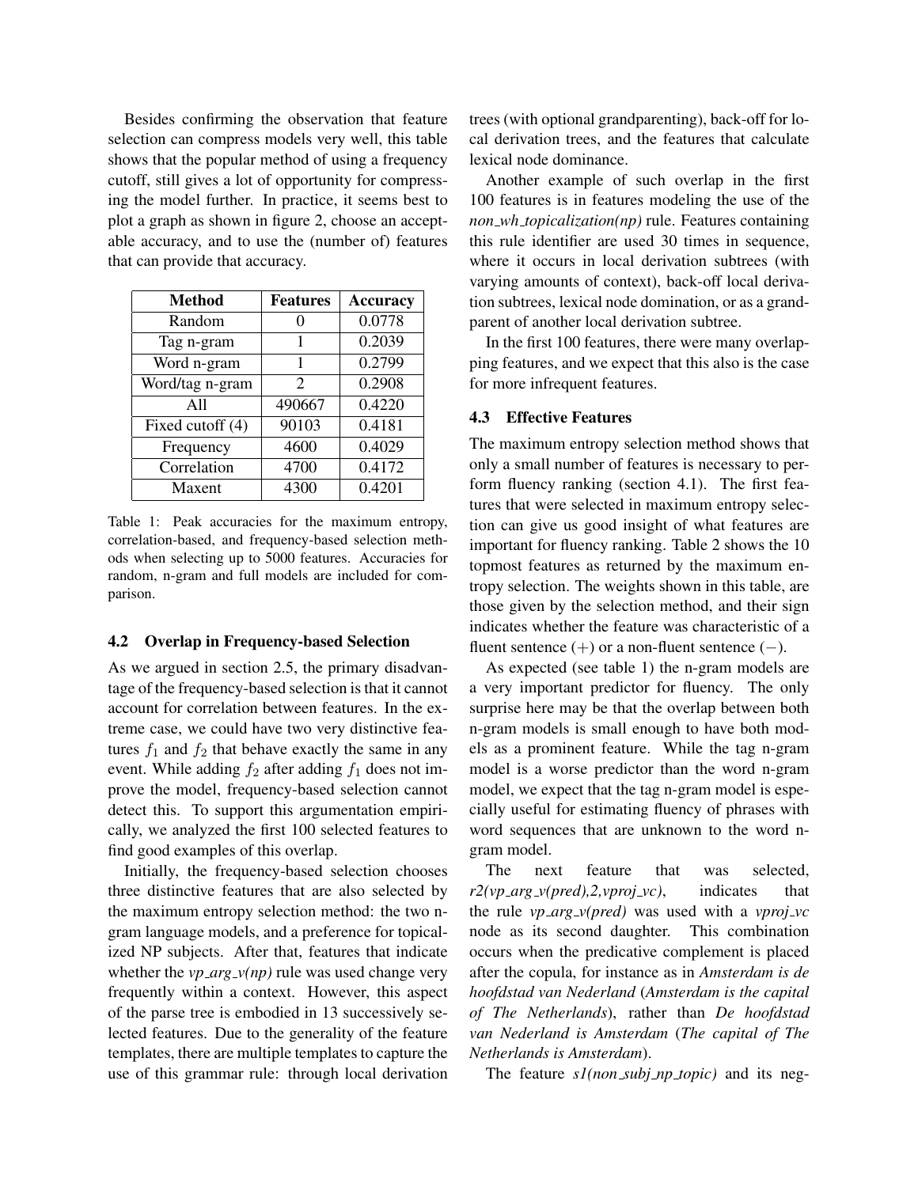Besides confirming the observation that feature selection can compress models very well, this table shows that the popular method of using a frequency cutoff, still gives a lot of opportunity for compressing the model further. In practice, it seems best to plot a graph as shown in figure 2, choose an acceptable accuracy, and to use the (number of) features that can provide that accuracy.

| Method | Features | Accuracy |
|---|---|---|
| Random | 0 | 0.0778 |
| Tag n-gram | 1 | 0.2039 |
| Word n-gram | 1 | 0.2799 |
| Word/tag n-gram | 2 | 0.2908 |
| All | 490667 | 0.4220 |
| Fixed cutoff (4) | 90103 | 0.4181 |
| Frequency | 4600 | 0.4029 |
| Correlation | 4700 | 0.4172 |
| Maxent | 4300 | 0.4201 |

Table 1: Peak accuracies for the maximum entropy, correlation-based, and frequency-based selection methods when selecting up to 5000 features. Accuracies for random, n-gram and full models are included for comparison.

### 4.2 Overlap in Frequency-based Selection

As we argued in section 2.5, the primary disadvantage of the frequency-based selection is that it cannot account for correlation between features. In the extreme case, we could have two very distinctive features $f_1$ and $f_2$ that behave exactly the same in any event. While adding $f_2$ after adding $f_1$ does not improve the model, frequency-based selection cannot detect this. To support this argumentation empirically, we analyzed the first 100 selected features to find good examples of this overlap.

Initially, the frequency-based selection chooses three distinctive features that are also selected by the maximum entropy selection method: the two n-gram language models, and a preference for topicalized NP subjects. After that, features that indicate whether the *vp_arg_v(np)* rule was used change very frequently within a context. However, this aspect of the parse tree is embodied in 13 successively selected features. Due to the generality of the feature templates, there are multiple templates to capture the use of this grammar rule: through local derivation trees (with optional grandparenting), back-off for local derivation trees, and the features that calculate lexical node dominance.

Another example of such overlap in the first 100 features is in features modeling the use of the *non_wh_topicalization(np)* rule. Features containing this rule identifier are used 30 times in sequence, where it occurs in local derivation subtrees (with varying amounts of context), back-off local derivation subtrees, lexical node domination, or as a grandparent of another local derivation subtree.

In the first 100 features, there were many overlapping features, and we expect that this also is the case for more infrequent features.

### 4.3 Effective Features

The maximum entropy selection method shows that only a small number of features is necessary to perform fluency ranking (section 4.1). The first features that were selected in maximum entropy selection can give us good insight of what features are important for fluency ranking. Table 2 shows the 10 topmost features as returned by the maximum entropy selection. The weights shown in this table, are those given by the selection method, and their sign indicates whether the feature was characteristic of a fluent sentence ($+$) or a non-fluent sentence ($-$).

As expected (see table 1) the n-gram models are a very important predictor for fluency. The only surprise here may be that the overlap between both n-gram models is small enough to have both models as a prominent feature. While the tag n-gram model is a worse predictor than the word n-gram model, we expect that the tag n-gram model is especially useful for estimating fluency of phrases with word sequences that are unknown to the word n-gram model.

The next feature that was selected, *r2(vp_arg_v(pred),2,vproj_vc)*, indicates that the rule *vp_arg_v(pred)* was used with a *vproj_vc* node as its second daughter. This combination occurs when the predicative complement is placed after the copula, for instance as in *Amsterdam is de hoofdstad van Nederland* (*Amsterdam is the capital of The Netherlands*), rather than *De hoofdstad van Nederland is Amsterdam* (*The capital of The Netherlands is Amsterdam*).

The feature *s1(non_subj_np_topic)* and its neg-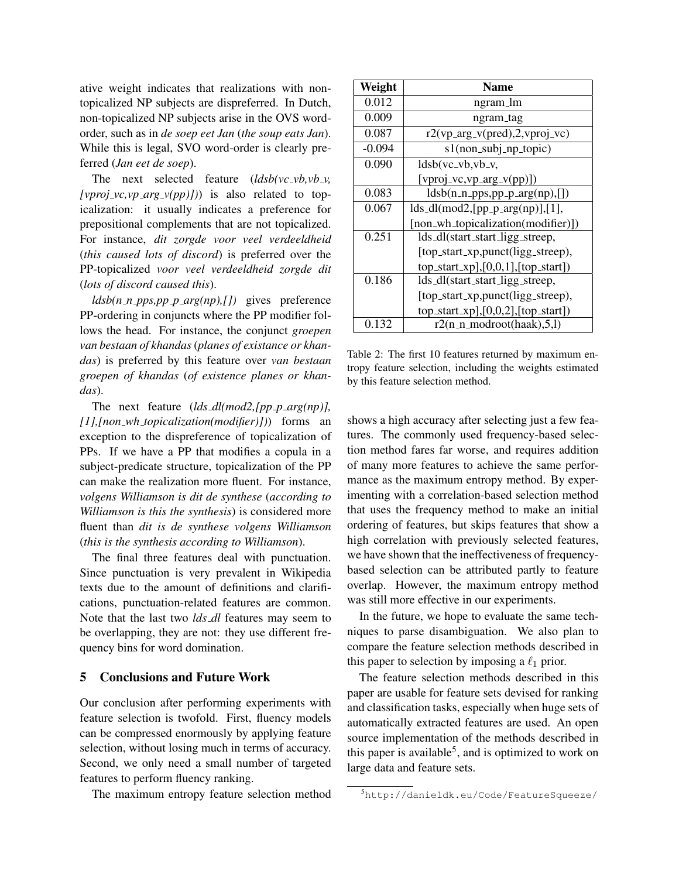ative weight indicates that realizations with non-topicalized NP subjects are dispreferred. In Dutch, non-topicalized NP subjects arise in the OVS word-order, such as in *de soep eet Jan* (*the soup eats Jan*). While this is legal, SVO word-order is clearly preferred (*Jan eet de soep*).

The next selected feature (*ldsb(vc_vb,vb_v, [vproj_vc,vp_arg_v(pp)])*) is also related to topicalization: it usually indicates a preference for prepositional complements that are not topicalized. For instance, *dit zorgde voor veel verdeeldheid* (*this caused lots of discord*) is preferred over the PP-topicalized *voor veel verdeeldheid zorgde dit* (*lots of discord caused this*).

*ldsb(n_n_pps,pp_p_arg(np),[])* gives preference PP-ordering in conjuncts where the PP modifier follows the head. For instance, the conjunct *groepen van bestaan of khandas* (*planes of existance or khandas*) is preferred by this feature over *van bestaan groepen of khandas* (*of existence planes or khandas*).

The next feature (*lds_dl(mod2,[pp_p_arg(np)], [1],[non_wh_topicalization(modifier)])*) forms an exception to the dispreference of topicalization of PPs. If we have a PP that modifies a copula in a subject-predicate structure, topicalization of the PP can make the realization more fluent. For instance, *volgens Williamson is dit de synthese* (*according to Williamson is this the synthesis*) is considered more fluent than *dit is de synthese volgens Williamson* (*this is the synthesis according to Williamson*).

The final three features deal with punctuation. Since punctuation is very prevalent in Wikipedia texts due to the amount of definitions and clarifications, punctuation-related features are common. Note that the last two *lds_dl* features may seem to be overlapping, they are not: they use different frequency bins for word domination.

## 5 Conclusions and Future Work

Our conclusion after performing experiments with feature selection is twofold. First, fluency models can be compressed enormously by applying feature selection, without losing much in terms of accuracy. Second, we only need a small number of targeted features to perform fluency ranking.

The maximum entropy feature selection method shows a high accuracy after selecting just a few features. The commonly used frequency-based selection method fares far worse, and requires addition of many more features to achieve the same performance as the maximum entropy method. By experimenting with a correlation-based selection method that uses the frequency method to make an initial ordering of features, but skips features that show a high correlation with previously selected features, we have shown that the ineffectiveness of frequency-based selection can be attributed partly to feature overlap. However, the maximum entropy method was still more effective in our experiments.

In the future, we hope to evaluate the same techniques to parse disambiguation. We also plan to compare the feature selection methods described in this paper to selection by imposing a $\ell_1$ prior.

The feature selection methods described in this paper are usable for feature sets devised for ranking and classification tasks, especially when huge sets of automatically extracted features are used. An open source implementation of the methods described in this paper is available[5], and is optimized to work on large data and feature sets.

| Weight | Name |
|---|---|
| 0.012 | ngram_lm |
| 0.009 | ngram_tag |
| 0.087 | r2(vp_arg_v(pred),2,vproj_vc) |
| -0.094 | s1(non_subj_np_topic) |
| 0.090 | ldsb(vc_vb,vb_v, [vproj_vc,vp_arg_v(pp)]) |
| 0.083 | ldsb(n_n_pps,pp_p_arg(np),[]) |
| 0.067 | lds_dl(mod2,[pp_p_arg(np)],[1], [non_wh_topicalization(modifier)]) |
| 0.251 | lds_dl(start_start_ligg_streep, [top_start_xp,punct(ligg_streep), top_start_xp],[0,0,1],[top_start]) |
| 0.186 | lds_dl(start_start_ligg_streep, [top_start_xp,punct(ligg_streep), top_start_xp],[0,0,2],[top_start]) |
| 0.132 | r2(n_n_modroot(haak),5,l) |

Table 2: The first 10 features returned by maximum entropy feature selection, including the weights estimated by this feature selection method.

[5] http://danieldk.eu/Code/FeatureSqueeze/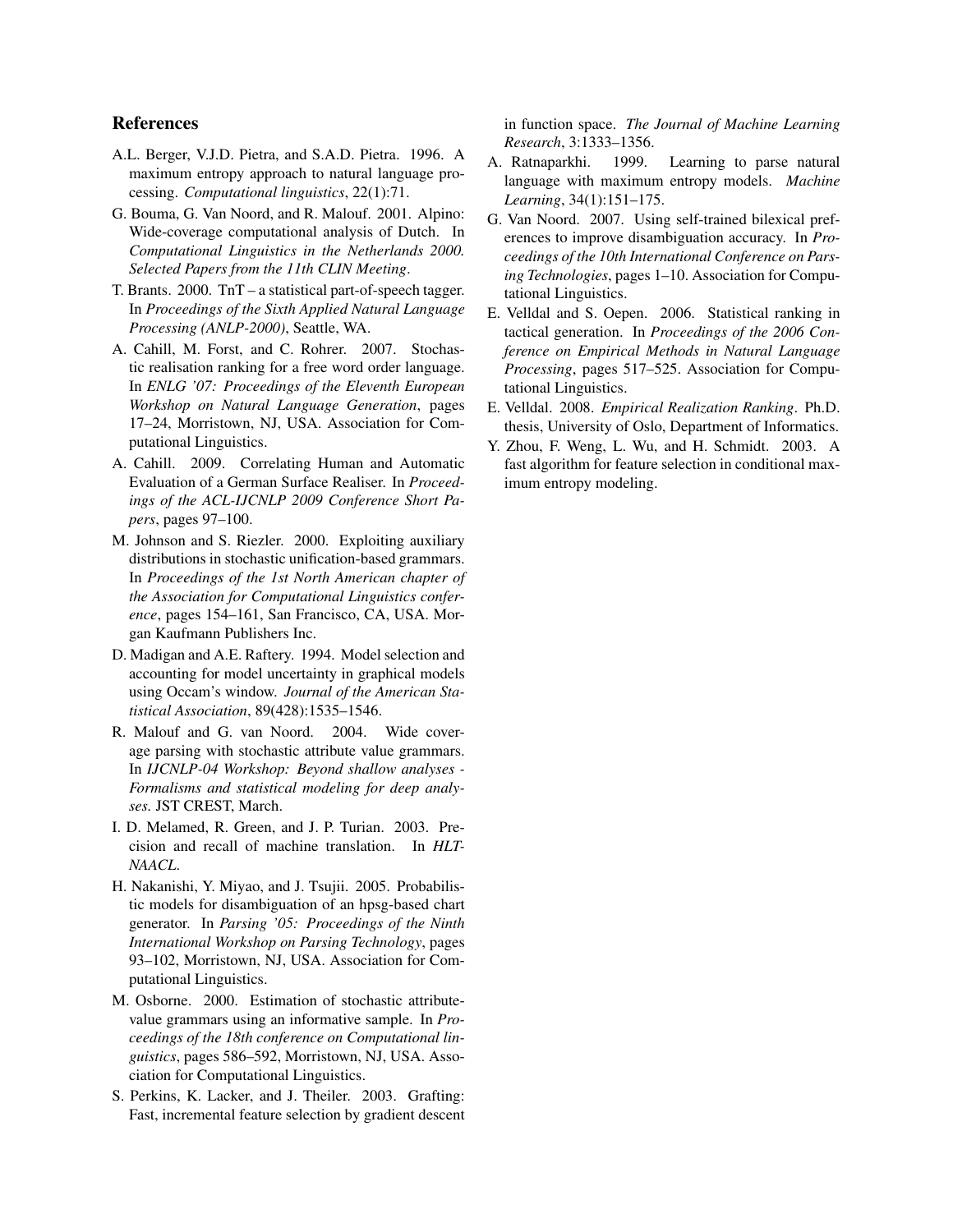## References

A.L. Berger, V.J.D. Pietra, and S.A.D. Pietra. 1996. A maximum entropy approach to natural language processing. *Computational linguistics*, 22(1):71.

G. Bouma, G. Van Noord, and R. Malouf. 2001. Alpino: Wide-coverage computational analysis of Dutch. In *Computational Linguistics in the Netherlands 2000. Selected Papers from the 11th CLIN Meeting*.

T. Brants. 2000. TnT – a statistical part-of-speech tagger. In *Proceedings of the Sixth Applied Natural Language Processing (ANLP-2000)*, Seattle, WA.

A. Cahill, M. Forst, and C. Rohrer. 2007. Stochastic realisation ranking for a free word order language. In *ENLG '07: Proceedings of the Eleventh European Workshop on Natural Language Generation*, pages 17–24, Morristown, NJ, USA. Association for Computational Linguistics.

A. Cahill. 2009. Correlating Human and Automatic Evaluation of a German Surface Realiser. In *Proceedings of the ACL-IJCNLP 2009 Conference Short Papers*, pages 97–100.

M. Johnson and S. Riezler. 2000. Exploiting auxiliary distributions in stochastic unification-based grammars. In *Proceedings of the 1st North American chapter of the Association for Computational Linguistics conference*, pages 154–161, San Francisco, CA, USA. Morgan Kaufmann Publishers Inc.

D. Madigan and A.E. Raftery. 1994. Model selection and accounting for model uncertainty in graphical models using Occam's window. *Journal of the American Statistical Association*, 89(428):1535–1546.

R. Malouf and G. van Noord. 2004. Wide coverage parsing with stochastic attribute value grammars. In *IJCNLP-04 Workshop: Beyond shallow analyses - Formalisms and statistical modeling for deep analyses*. JST CREST, March.

I. D. Melamed, R. Green, and J. P. Turian. 2003. Precision and recall of machine translation. In *HLT-NAACL*.

H. Nakanishi, Y. Miyao, and J. Tsujii. 2005. Probabilistic models for disambiguation of an hpsg-based chart generator. In *Parsing '05: Proceedings of the Ninth International Workshop on Parsing Technology*, pages 93–102, Morristown, NJ, USA. Association for Computational Linguistics.

M. Osborne. 2000. Estimation of stochastic attribute-value grammars using an informative sample. In *Proceedings of the 18th conference on Computational linguistics*, pages 586–592, Morristown, NJ, USA. Association for Computational Linguistics.

S. Perkins, K. Lacker, and J. Theiler. 2003. Grafting: Fast, incremental feature selection by gradient descent in function space. *The Journal of Machine Learning Research*, 3:1333–1356.

A. Ratnaparkhi. 1999. Learning to parse natural language with maximum entropy models. *Machine Learning*, 34(1):151–175.

G. Van Noord. 2007. Using self-trained bilexical preferences to improve disambiguation accuracy. In *Proceedings of the 10th International Conference on Parsing Technologies*, pages 1–10. Association for Computational Linguistics.

E. Velldal and S. Oepen. 2006. Statistical ranking in tactical generation. In *Proceedings of the 2006 Conference on Empirical Methods in Natural Language Processing*, pages 517–525. Association for Computational Linguistics.

E. Velldal. 2008. *Empirical Realization Ranking*. Ph.D. thesis, University of Oslo, Department of Informatics.

Y. Zhou, F. Weng, L. Wu, and H. Schmidt. 2003. A fast algorithm for feature selection in conditional maximum entropy modeling.